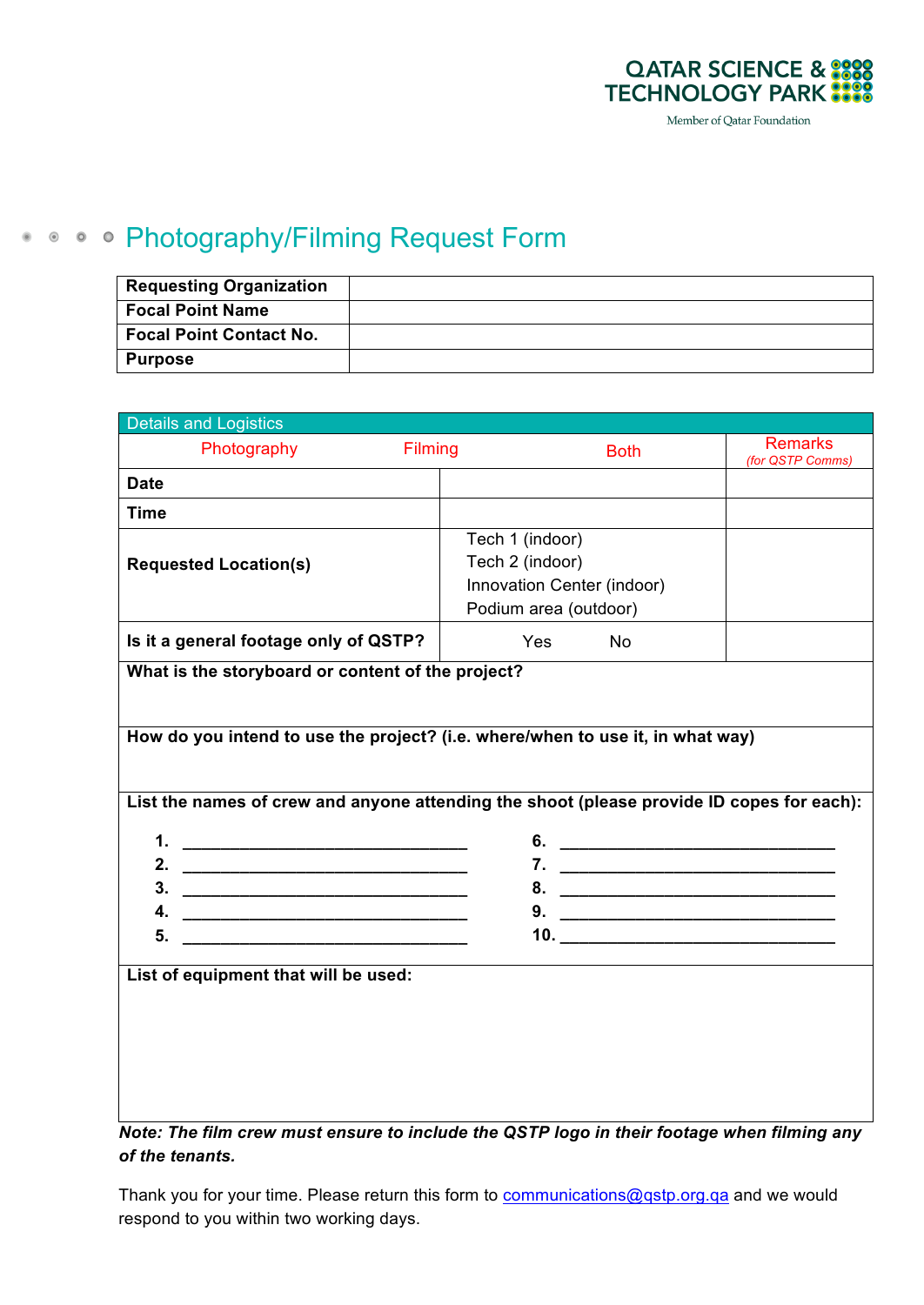QATAR SCIENCE & TECHNOLOGY PARK

Member of Qatar Foundation

# Photography/Filming Request Form

| Requesting Organization | |
|---|---|
| Focal Point Name | |
| Focal Point Contact No. | |
| Purpose | |

| Details and Logistics | | |
|---|---|---|
| Photography / Filming / Both | | Remarks (for QSTP Comms) |
| Date | | |
| Time | | |
| Requested Location(s) | Tech 1 (indoor)<br>Tech 2 (indoor)<br>Innovation Center (indoor)<br>Podium area (outdoor) | |
| Is it a general footage only of QSTP? | Yes No | |
| What is the storyboard or content of the project? | | |
| How do you intend to use the project? (i.e. where/when to use it, in what way) | | |

**List the names of crew and anyone attending the shoot (please provide ID copes for each):**

1. ______________________________
2. ______________________________
3. ______________________________
4. ______________________________
5. ______________________________
6. ______________________________
7. ______________________________
8. ______________________________
9. ______________________________
10. ______________________________

**List of equipment that will be used:**

***Note: The film crew must ensure to include the QSTP logo in their footage when filming any of the tenants.***

Thank you for your time. Please return this form to communications@qstp.org.qa and we would respond to you within two working days.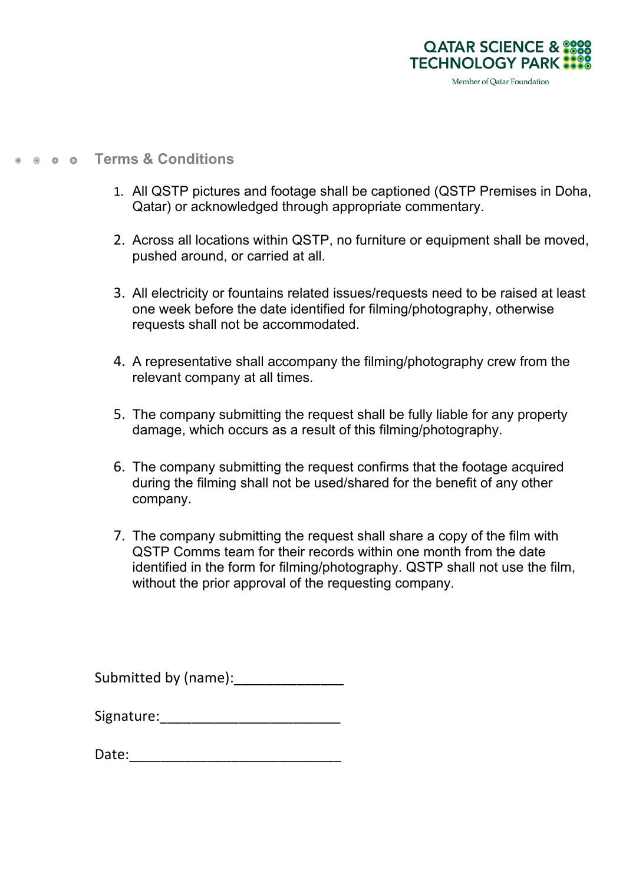QATAR SCIENCE & TECHNOLOGY PARK

Member of Qatar Foundation

## Terms & Conditions

1. All QSTP pictures and footage shall be captioned (QSTP Premises in Doha, Qatar) or acknowledged through appropriate commentary.

2. Across all locations within QSTP, no furniture or equipment shall be moved, pushed around, or carried at all.

3. All electricity or fountains related issues/requests need to be raised at least one week before the date identified for filming/photography, otherwise requests shall not be accommodated.

4. A representative shall accompany the filming/photography crew from the relevant company at all times.

5. The company submitting the request shall be fully liable for any property damage, which occurs as a result of this filming/photography.

6. The company submitting the request confirms that the footage acquired during the filming shall not be used/shared for the benefit of any other company.

7. The company submitting the request shall share a copy of the film with QSTP Comms team for their records within one month from the date identified in the form for filming/photography. QSTP shall not use the film, without the prior approval of the requesting company.

Submitted by (name):______________

Signature:________________________

Date:____________________________